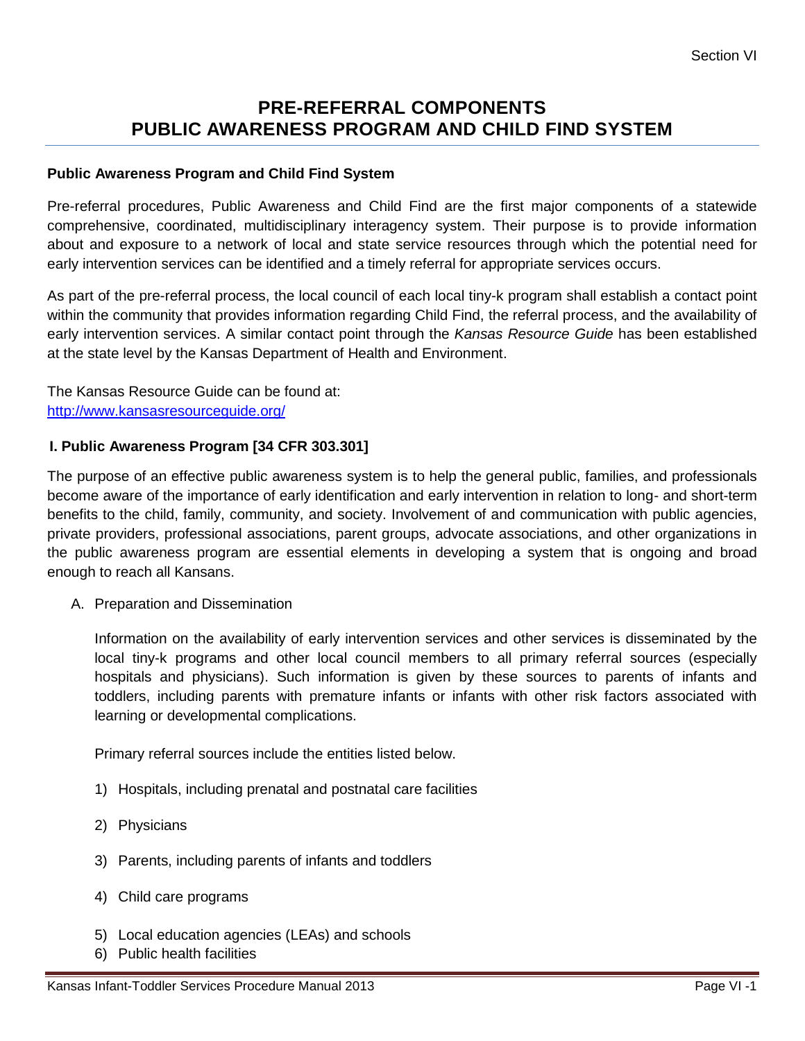# PRE-REFERRAL COMPONENTS
# PUBLIC AWARENESS PROGRAM AND CHILD FIND SYSTEM

**Public Awareness Program and Child Find System**

Pre-referral procedures, Public Awareness and Child Find are the first major components of a statewide comprehensive, coordinated, multidisciplinary interagency system. Their purpose is to provide information about and exposure to a network of local and state service resources through which the potential need for early intervention services can be identified and a timely referral for appropriate services occurs.

As part of the pre-referral process, the local council of each local tiny-k program shall establish a contact point within the community that provides information regarding Child Find, the referral process, and the availability of early intervention services. A similar contact point through the *Kansas Resource Guide* has been established at the state level by the Kansas Department of Health and Environment.

The Kansas Resource Guide can be found at:
http://www.kansasresourceguide.org/

## I. Public Awareness Program [34 CFR 303.301]

The purpose of an effective public awareness system is to help the general public, families, and professionals become aware of the importance of early identification and early intervention in relation to long- and short-term benefits to the child, family, community, and society. Involvement of and communication with public agencies, private providers, professional associations, parent groups, advocate associations, and other organizations in the public awareness program are essential elements in developing a system that is ongoing and broad enough to reach all Kansans.

A. Preparation and Dissemination

Information on the availability of early intervention services and other services is disseminated by the local tiny-k programs and other local council members to all primary referral sources (especially hospitals and physicians). Such information is given by these sources to parents of infants and toddlers, including parents with premature infants or infants with other risk factors associated with learning or developmental complications.

Primary referral sources include the entities listed below.

1) Hospitals, including prenatal and postnatal care facilities
2) Physicians
3) Parents, including parents of infants and toddlers
4) Child care programs
5) Local education agencies (LEAs) and schools
6) Public health facilities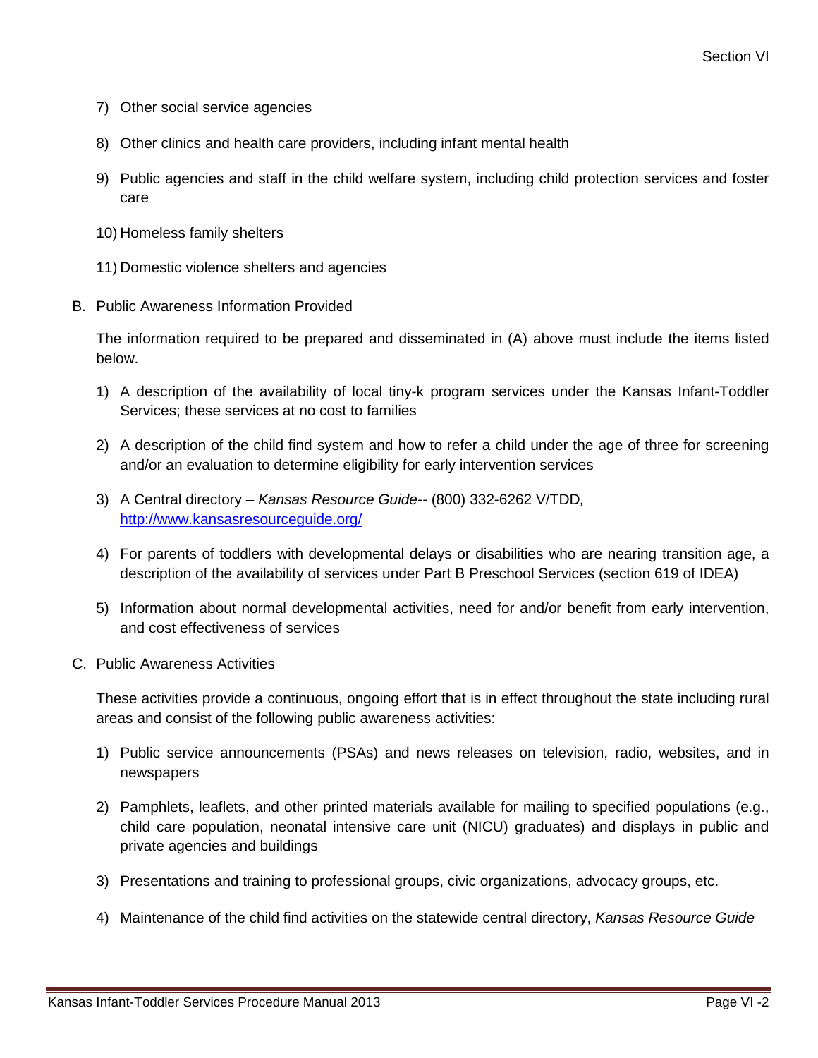7) Other social service agencies

8) Other clinics and health care providers, including infant mental health

9) Public agencies and staff in the child welfare system, including child protection services and foster care

10) Homeless family shelters

11) Domestic violence shelters and agencies

B. Public Awareness Information Provided

The information required to be prepared and disseminated in (A) above must include the items listed below.

1) A description of the availability of local tiny-k program services under the Kansas Infant-Toddler Services; these services at no cost to families

2) A description of the child find system and how to refer a child under the age of three for screening and/or an evaluation to determine eligibility for early intervention services

3) A Central directory – *Kansas Resource Guide*-- (800) 332-6262 V/TDD*,* [http://www.kansasresourceguide.org/](http://www.kansasresourceguide.org/)

4) For parents of toddlers with developmental delays or disabilities who are nearing transition age, a description of the availability of services under Part B Preschool Services (section 619 of IDEA)

5) Information about normal developmental activities, need for and/or benefit from early intervention, and cost effectiveness of services

C. Public Awareness Activities

These activities provide a continuous, ongoing effort that is in effect throughout the state including rural areas and consist of the following public awareness activities:

1) Public service announcements (PSAs) and news releases on television, radio, websites, and in newspapers

2) Pamphlets, leaflets, and other printed materials available for mailing to specified populations (e.g., child care population, neonatal intensive care unit (NICU) graduates) and displays in public and private agencies and buildings

3) Presentations and training to professional groups, civic organizations, advocacy groups, etc.

4) Maintenance of the child find activities on the statewide central directory, *Kansas Resource Guide*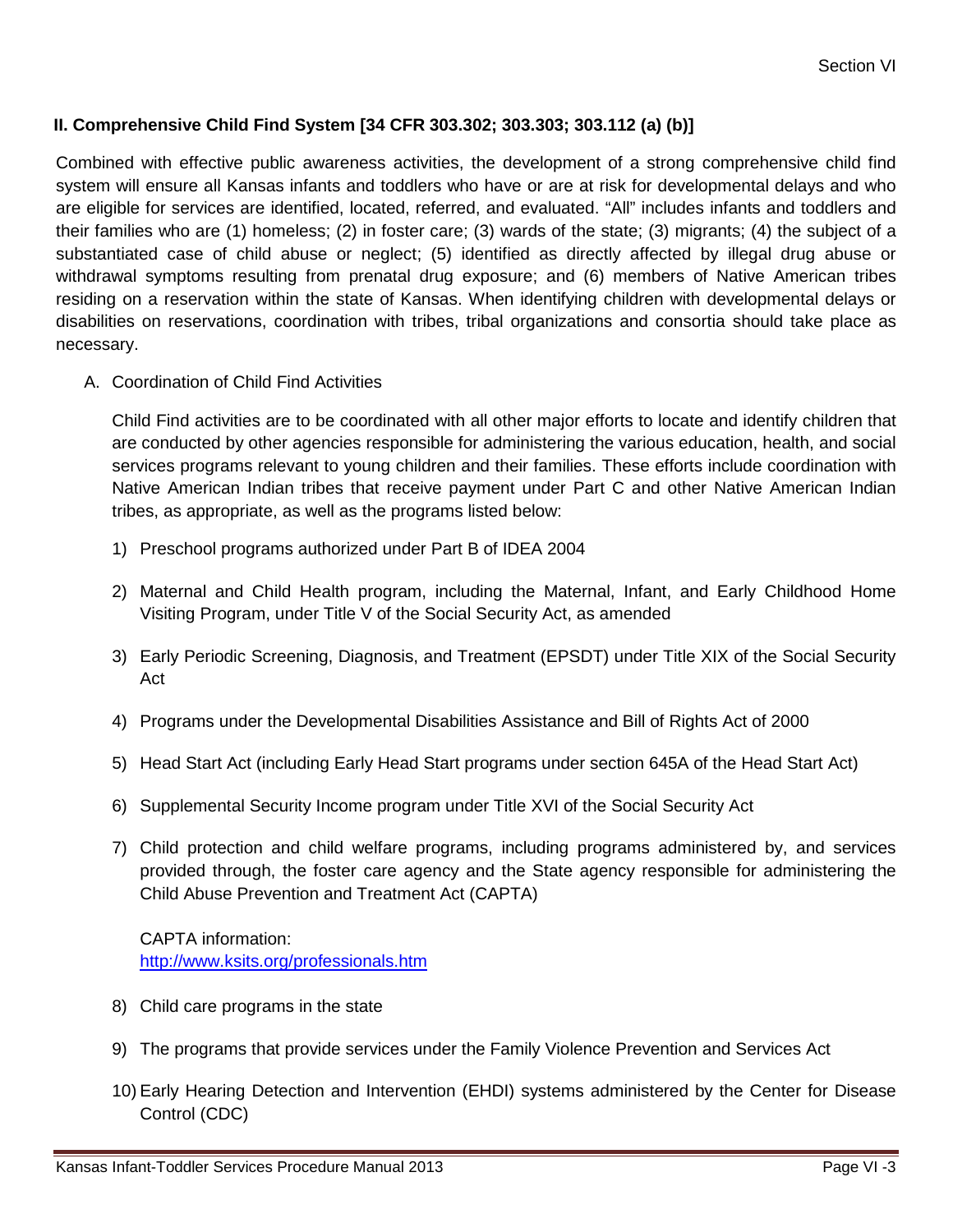## II. Comprehensive Child Find System [34 CFR 303.302; 303.303; 303.112 (a) (b)]

Combined with effective public awareness activities, the development of a strong comprehensive child find system will ensure all Kansas infants and toddlers who have or are at risk for developmental delays and who are eligible for services are identified, located, referred, and evaluated. "All" includes infants and toddlers and their families who are (1) homeless; (2) in foster care; (3) wards of the state; (3) migrants; (4) the subject of a substantiated case of child abuse or neglect; (5) identified as directly affected by illegal drug abuse or withdrawal symptoms resulting from prenatal drug exposure; and (6) members of Native American tribes residing on a reservation within the state of Kansas. When identifying children with developmental delays or disabilities on reservations, coordination with tribes, tribal organizations and consortia should take place as necessary.

A. Coordination of Child Find Activities

Child Find activities are to be coordinated with all other major efforts to locate and identify children that are conducted by other agencies responsible for administering the various education, health, and social services programs relevant to young children and their families. These efforts include coordination with Native American Indian tribes that receive payment under Part C and other Native American Indian tribes, as appropriate, as well as the programs listed below:

1) Preschool programs authorized under Part B of IDEA 2004

2) Maternal and Child Health program, including the Maternal, Infant, and Early Childhood Home Visiting Program, under Title V of the Social Security Act, as amended

3) Early Periodic Screening, Diagnosis, and Treatment (EPSDT) under Title XIX of the Social Security Act

4) Programs under the Developmental Disabilities Assistance and Bill of Rights Act of 2000

5) Head Start Act (including Early Head Start programs under section 645A of the Head Start Act)

6) Supplemental Security Income program under Title XVI of the Social Security Act

7) Child protection and child welfare programs, including programs administered by, and services provided through, the foster care agency and the State agency responsible for administering the Child Abuse Prevention and Treatment Act (CAPTA)

   CAPTA information:
   http://www.ksits.org/professionals.htm

8) Child care programs in the state

9) The programs that provide services under the Family Violence Prevention and Services Act

10) Early Hearing Detection and Intervention (EHDI) systems administered by the Center for Disease Control (CDC)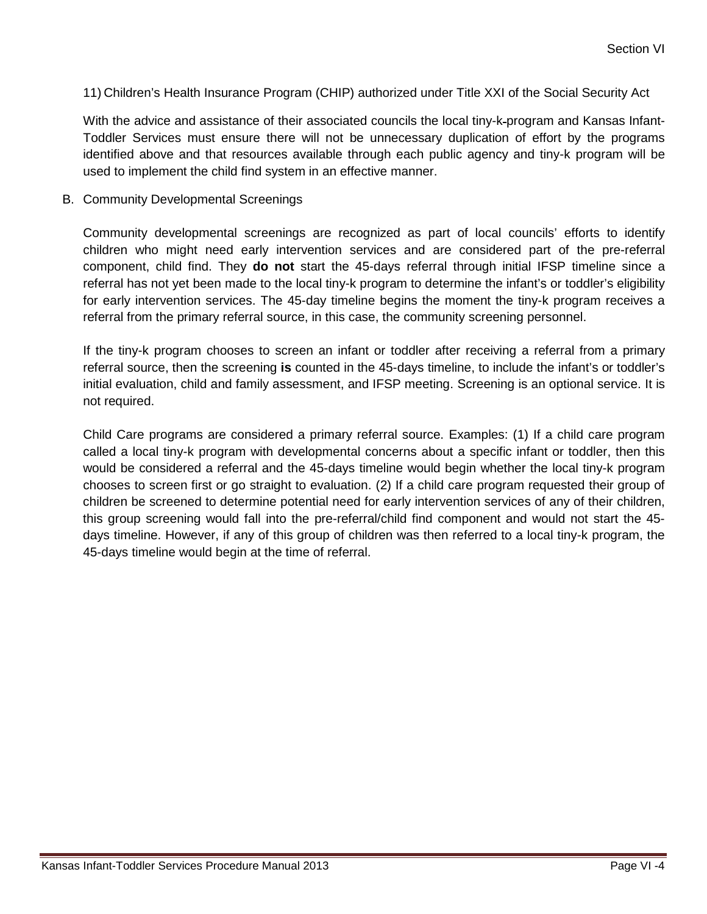11) Children's Health Insurance Program (CHIP) authorized under Title XXI of the Social Security Act

With the advice and assistance of their associated councils the local tiny-k program and Kansas Infant-Toddler Services must ensure there will not be unnecessary duplication of effort by the programs identified above and that resources available through each public agency and tiny-k program will be used to implement the child find system in an effective manner.

B. Community Developmental Screenings

Community developmental screenings are recognized as part of local councils' efforts to identify children who might need early intervention services and are considered part of the pre-referral component, child find. They **do not** start the 45-days referral through initial IFSP timeline since a referral has not yet been made to the local tiny-k program to determine the infant's or toddler's eligibility for early intervention services. The 45-day timeline begins the moment the tiny-k program receives a referral from the primary referral source, in this case, the community screening personnel.

If the tiny-k program chooses to screen an infant or toddler after receiving a referral from a primary referral source, then the screening **is** counted in the 45-days timeline, to include the infant's or toddler's initial evaluation, child and family assessment, and IFSP meeting. Screening is an optional service. It is not required.

Child Care programs are considered a primary referral source. Examples: (1) If a child care program called a local tiny-k program with developmental concerns about a specific infant or toddler, then this would be considered a referral and the 45-days timeline would begin whether the local tiny-k program chooses to screen first or go straight to evaluation. (2) If a child care program requested their group of children be screened to determine potential need for early intervention services of any of their children, this group screening would fall into the pre-referral/child find component and would not start the 45-days timeline. However, if any of this group of children was then referred to a local tiny-k program, the 45-days timeline would begin at the time of referral.